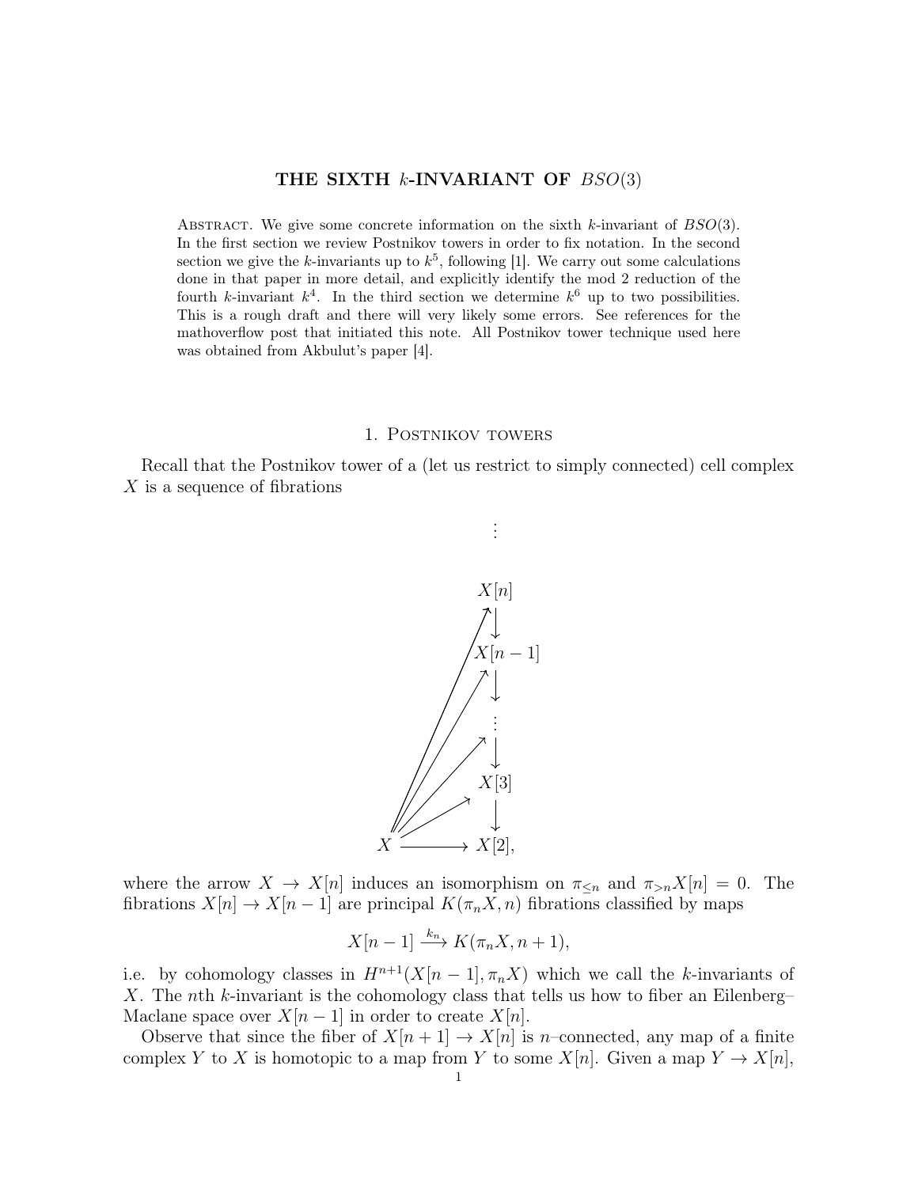# THE SIXTH $k$-INVARIANT OF $BSO(3)$

Abstract. We give some concrete information on the sixth $k$-invariant of $BSO(3)$. In the first section we review Postnikov towers in order to fix notation. In the second section we give the $k$-invariants up to $k^5$, following [1]. We carry out some calculations done in that paper in more detail, and explicitly identify the mod 2 reduction of the fourth $k$-invariant $k^4$. In the third section we determine $k^6$ up to two possibilities. This is a rough draft and there will very likely some errors. See references for the mathoverflow post that initiated this note. All Postnikov tower technique used here was obtained from Akbulut's paper [4].

## 1. Postnikov towers

Recall that the Postnikov tower of a (let us restrict to simply connected) cell complex $X$ is a sequence of fibrations

$$\begin{array}{ccc} & & \vdots \\ & & \downarrow \\ & & X[n] \\ & & \downarrow \\ & & X[n-1] \\ & & \downarrow \\ & & \vdots \\ & & \downarrow \\ & & X[3] \\ & & \downarrow \\ X & \longrightarrow & X[2], \end{array}$$

where the arrow $X \to X[n]$ induces an isomorphism on $\pi_{\leq n}$ and $\pi_{>n}X[n] = 0$. The fibrations $X[n] \to X[n-1]$ are principal $K(\pi_n X, n)$ fibrations classified by maps

$$X[n-1] \xrightarrow{k_n} K(\pi_n X, n+1),$$

i.e. by cohomology classes in $H^{n+1}(X[n-1], \pi_n X)$ which we call the $k$-invariants of $X$. The $n$th $k$-invariant is the cohomology class that tells us how to fiber an Eilenberg–Maclane space over $X[n-1]$ in order to create $X[n]$.

Observe that since the fiber of $X[n+1] \to X[n]$ is $n$–connected, any map of a finite complex $Y$ to $X$ is homotopic to a map from $Y$ to some $X[n]$. Given a map $Y \to X[n]$,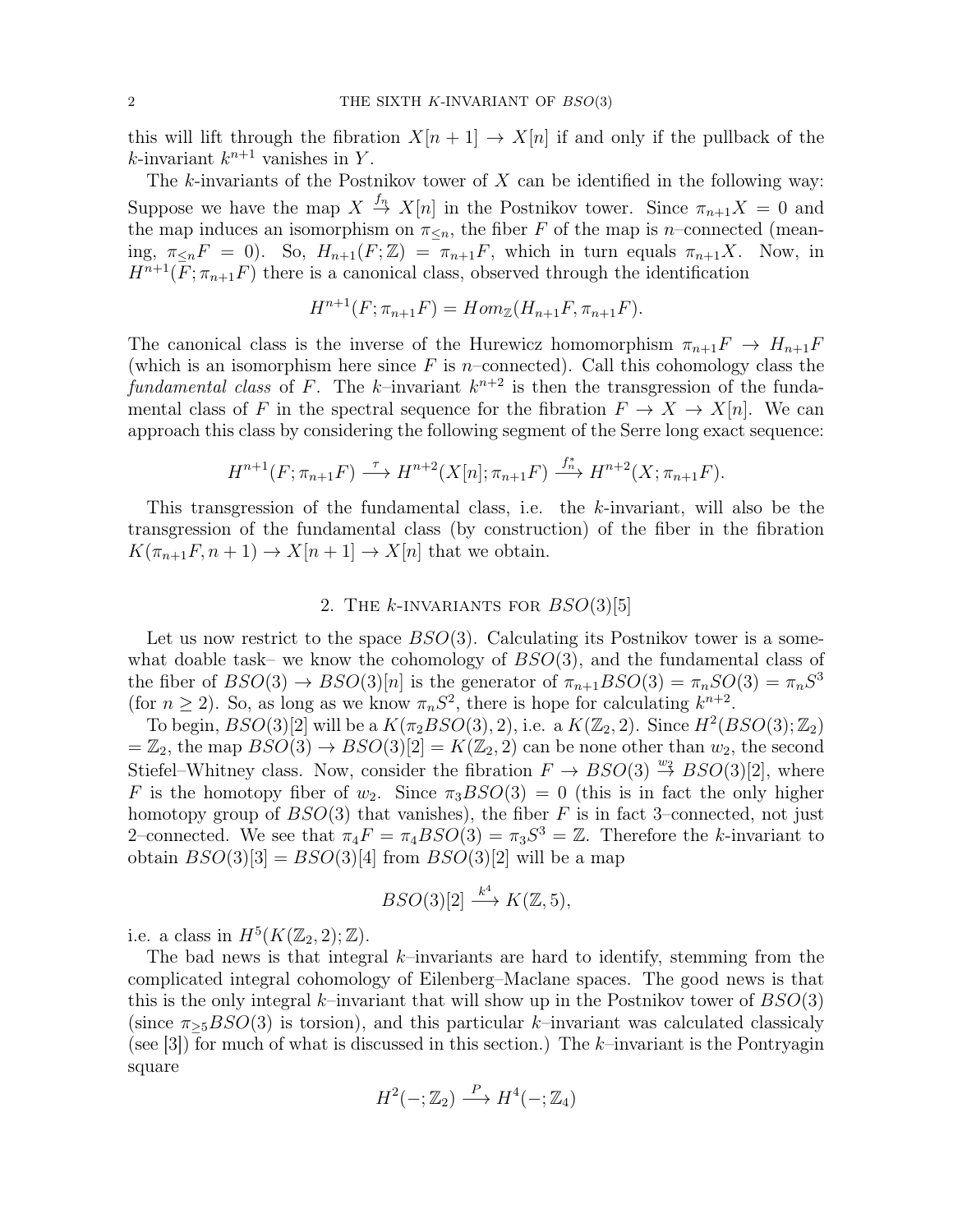this will lift through the fibration $X[n+1] \to X[n]$ if and only if the pullback of the $k$-invariant $k^{n+1}$ vanishes in $Y$.

The $k$-invariants of the Postnikov tower of $X$ can be identified in the following way: Suppose we have the map $X \xrightarrow{f_n} X[n]$ in the Postnikov tower. Since $\pi_{n+1}X = 0$ and the map induces an isomorphism on $\pi_{\leq n}$, the fiber $F$ of the map is $n$–connected (meaning, $\pi_{\leq n}F = 0$). So, $H_{n+1}(F;\mathbb{Z}) = \pi_{n+1}F$, which in turn equals $\pi_{n+1}X$. Now, in $H^{n+1}(F;\pi_{n+1}F)$ there is a canonical class, observed through the identification

$$H^{n+1}(F;\pi_{n+1}F) = Hom_{\mathbb{Z}}(H_{n+1}F, \pi_{n+1}F).$$

The canonical class is the inverse of the Hurewicz homomorphism $\pi_{n+1}F \to H_{n+1}F$ (which is an isomorphism here since $F$ is $n$–connected). Call this cohomology class the *fundamental class* of $F$. The $k$–invariant $k^{n+2}$ is then the transgression of the fundamental class of $F$ in the spectral sequence for the fibration $F \to X \to X[n]$. We can approach this class by considering the following segment of the Serre long exact sequence:

$$H^{n+1}(F;\pi_{n+1}F) \xrightarrow{\tau} H^{n+2}(X[n];\pi_{n+1}F) \xrightarrow{f_n^*} H^{n+2}(X;\pi_{n+1}F).$$

This transgression of the fundamental class, i.e. the $k$-invariant, will also be the transgression of the fundamental class (by construction) of the fiber in the fibration $K(\pi_{n+1}F, n+1) \to X[n+1] \to X[n]$ that we obtain.

## 2. The $k$-invariants for $BSO(3)[5]$

Let us now restrict to the space $BSO(3)$. Calculating its Postnikov tower is a somewhat doable task– we know the cohomology of $BSO(3)$, and the fundamental class of the fiber of $BSO(3) \to BSO(3)[n]$ is the generator of $\pi_{n+1}BSO(3) = \pi_n SO(3) = \pi_n S^3$ (for $n \geq 2$). So, as long as we know $\pi_n S^2$, there is hope for calculating $k^{n+2}$.

To begin, $BSO(3)[2]$ will be a $K(\pi_2 BSO(3), 2)$, i.e. a $K(\mathbb{Z}_2, 2)$. Since $H^2(BSO(3);\mathbb{Z}_2) = \mathbb{Z}_2$, the map $BSO(3) \to BSO(3)[2] = K(\mathbb{Z}_2, 2)$ can be none other than $w_2$, the second Stiefel–Whitney class. Now, consider the fibration $F \to BSO(3) \xrightarrow{w_2} BSO(3)[2]$, where $F$ is the homotopy fiber of $w_2$. Since $\pi_3 BSO(3) = 0$ (this is in fact the only higher homotopy group of $BSO(3)$ that vanishes), the fiber $F$ is in fact 3–connected, not just 2–connected. We see that $\pi_4 F = \pi_4 BSO(3) = \pi_3 S^3 = \mathbb{Z}$. Therefore the $k$-invariant to obtain $BSO(3)[3] = BSO(3)[4]$ from $BSO(3)[2]$ will be a map

$$BSO(3)[2] \xrightarrow{k^4} K(\mathbb{Z}, 5),$$

i.e. a class in $H^5(K(\mathbb{Z}_2, 2);\mathbb{Z})$.

The bad news is that integral $k$–invariants are hard to identify, stemming from the complicated integral cohomology of Eilenberg–Maclane spaces. The good news is that this is the only integral $k$–invariant that will show up in the Postnikov tower of $BSO(3)$ (since $\pi_{\geq 5}BSO(3)$ is torsion), and this particular $k$–invariant was calculated classicaly (see [3]) for much of what is discussed in this section.) The $k$–invariant is the Pontryagin square

$$H^2(-;\mathbb{Z}_2) \xrightarrow{P} H^4(-;\mathbb{Z}_4)$$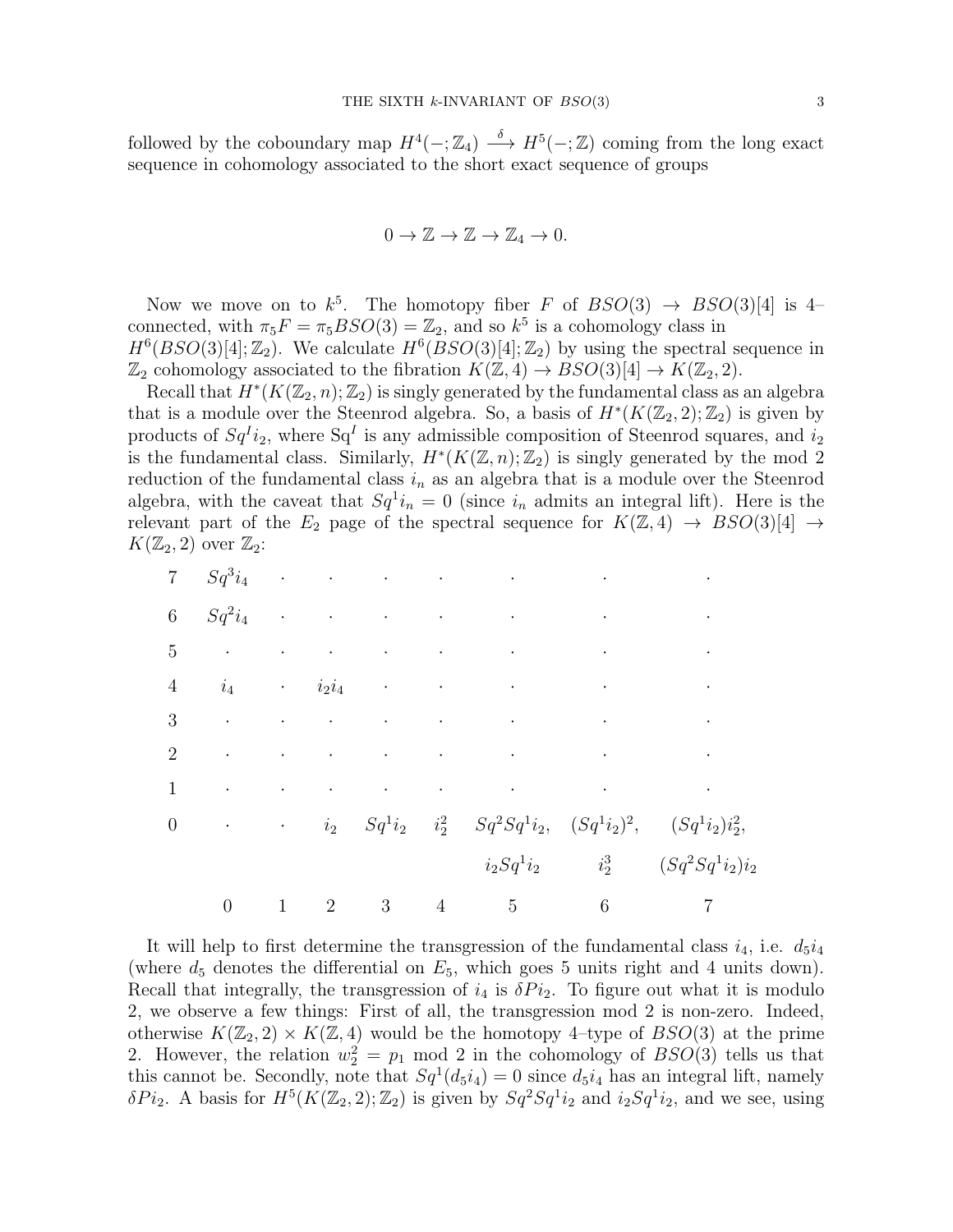followed by the coboundary map $H^4(-;\mathbb{Z}_4) \xrightarrow{\delta} H^5(-;\mathbb{Z})$ coming from the long exact sequence in cohomology associated to the short exact sequence of groups

$$0 \to \mathbb{Z} \to \mathbb{Z} \to \mathbb{Z}_4 \to 0.$$

Now we move on to $k^5$. The homotopy fiber $F$ of $BSO(3) \to BSO(3)[4]$ is 4–connected, with $\pi_5 F = \pi_5 BSO(3) = \mathbb{Z}_2$, and so $k^5$ is a cohomology class in $H^6(BSO(3)[4];\mathbb{Z}_2)$. We calculate $H^6(BSO(3)[4];\mathbb{Z}_2)$ by using the spectral sequence in $\mathbb{Z}_2$ cohomology associated to the fibration $K(\mathbb{Z},4) \to BSO(3)[4] \to K(\mathbb{Z}_2,2)$.

Recall that $H^*(K(\mathbb{Z}_2,n);\mathbb{Z}_2)$ is singly generated by the fundamental class as an algebra that is a module over the Steenrod algebra. So, a basis of $H^*(K(\mathbb{Z}_2,2);\mathbb{Z}_2)$ is given by products of $Sq^I i_2$, where $\mathrm{Sq}^I$ is any admissible composition of Steenrod squares, and $i_2$ is the fundamental class. Similarly, $H^*(K(\mathbb{Z},n);\mathbb{Z}_2)$ is singly generated by the mod 2 reduction of the fundamental class $i_n$ as an algebra that is a module over the Steenrod algebra, with the caveat that $Sq^1 i_n = 0$ (since $i_n$ admits an integral lift). Here is the relevant part of the $E_2$ page of the spectral sequence for $K(\mathbb{Z},4) \to BSO(3)[4] \to K(\mathbb{Z}_2,2)$ over $\mathbb{Z}_2$:

| | | | | | | | | |
|---|---|---|---|---|---|---|---|---|
| 7 | $Sq^3 i_4$ | · | · | · | · | · | · | · |
| 6 | $Sq^2 i_4$ | · | · | · | · | · | · | · |
| 5 | · | · | · | · | · | · | · | · |
| 4 | $i_4$ | · | $i_2 i_4$ | · | · | · | · | · |
| 3 | · | · | · | · | · | · | · | · |
| 2 | · | · | · | · | · | · | · | · |
| 1 | · | · | · | · | · | · | · | · |
| 0 | · | · | $i_2$ | $Sq^1 i_2$ | $i_2^2$ | $Sq^2 Sq^1 i_2$, $i_2 Sq^1 i_2$ | $(Sq^1 i_2)^2$, $i_2^3$ | $(Sq^1 i_2) i_2^2$, $(Sq^2 Sq^1 i_2) i_2$ |
| | 0 | 1 | 2 | 3 | 4 | 5 | 6 | 7 |

It will help to first determine the transgression of the fundamental class $i_4$, i.e. $d_5 i_4$ (where $d_5$ denotes the differential on $E_5$, which goes 5 units right and 4 units down). Recall that integrally, the transgression of $i_4$ is $\delta P i_2$. To figure out what it is modulo 2, we observe a few things: First of all, the transgression mod 2 is non-zero. Indeed, otherwise $K(\mathbb{Z}_2,2) \times K(\mathbb{Z},4)$ would be the homotopy 4–type of $BSO(3)$ at the prime 2. However, the relation $w_2^2 = p_1$ mod 2 in the cohomology of $BSO(3)$ tells us that this cannot be. Secondly, note that $Sq^1(d_5 i_4) = 0$ since $d_5 i_4$ has an integral lift, namely $\delta P i_2$. A basis for $H^5(K(\mathbb{Z}_2,2);\mathbb{Z}_2)$ is given by $Sq^2 Sq^1 i_2$ and $i_2 Sq^1 i_2$, and we see, using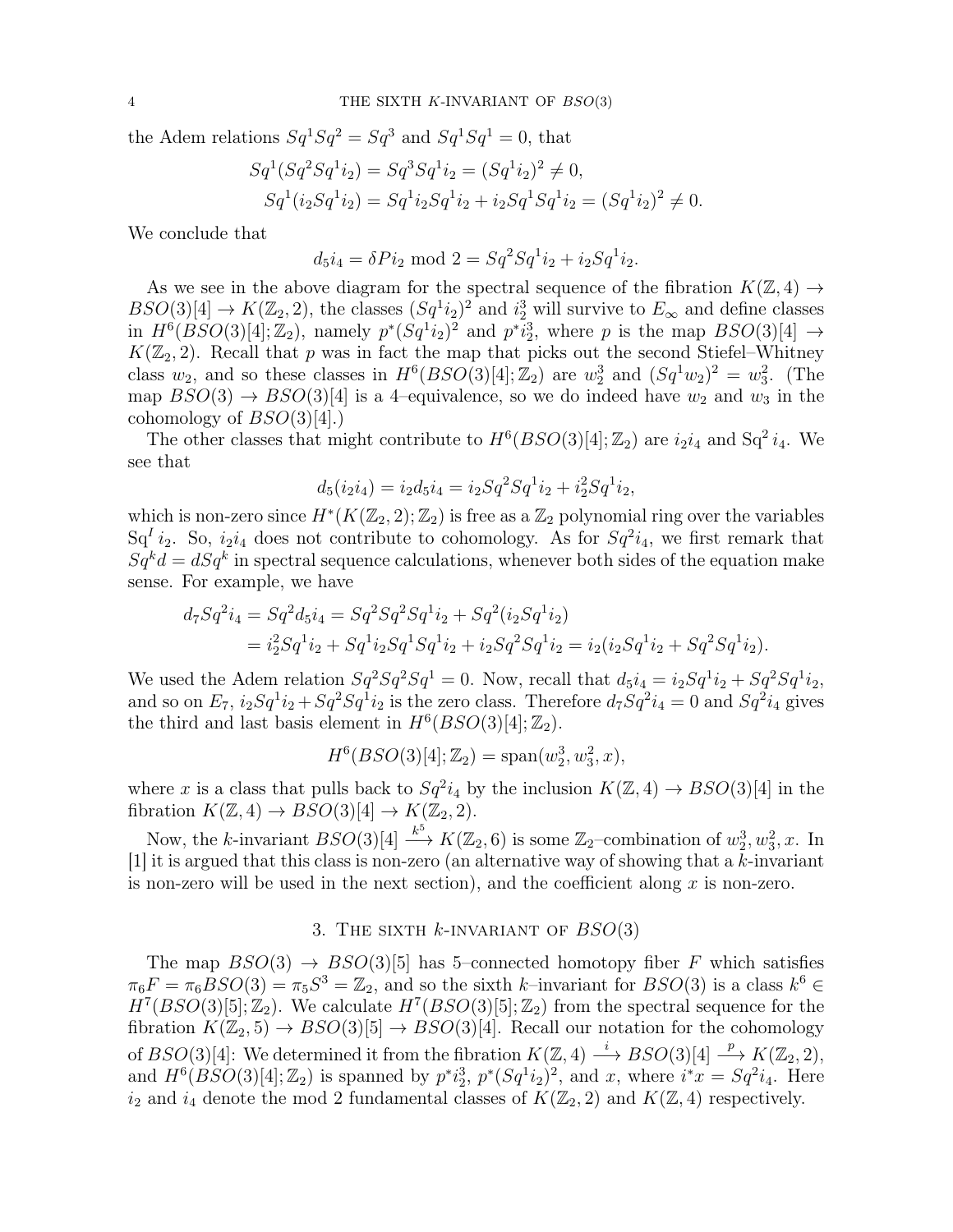the Adem relations $Sq^1Sq^2 = Sq^3$ and $Sq^1Sq^1 = 0$, that

$$Sq^1(Sq^2Sq^1i_2) = Sq^3Sq^1i_2 = (Sq^1i_2)^2 \neq 0,$$
$$Sq^1(i_2Sq^1i_2) = Sq^1i_2Sq^1i_2 + i_2Sq^1Sq^1i_2 = (Sq^1i_2)^2 \neq 0.$$

We conclude that

$$d_5i_4 = \delta Pi_2 \bmod 2 = Sq^2Sq^1i_2 + i_2Sq^1i_2.$$

As we see in the above diagram for the spectral sequence of the fibration $K(\mathbb{Z}, 4) \to BSO(3)[4] \to K(\mathbb{Z}_2, 2)$, the classes $(Sq^1i_2)^2$ and $i_2^3$ will survive to $E_\infty$ and define classes in $H^6(BSO(3)[4]; \mathbb{Z}_2)$, namely $p^*(Sq^1i_2)^2$ and $p^*i_2^3$, where $p$ is the map $BSO(3)[4] \to K(\mathbb{Z}_2, 2)$. Recall that $p$ was in fact the map that picks out the second Stiefel–Whitney class $w_2$, and so these classes in $H^6(BSO(3)[4]; \mathbb{Z}_2)$ are $w_2^3$ and $(Sq^1w_2)^2 = w_3^2$. (The map $BSO(3) \to BSO(3)[4]$ is a 4–equivalence, so we do indeed have $w_2$ and $w_3$ in the cohomology of $BSO(3)[4]$.)

The other classes that might contribute to $H^6(BSO(3)[4]; \mathbb{Z}_2)$ are $i_2i_4$ and $\mathrm{Sq}^2 i_4$. We see that

$$d_5(i_2i_4) = i_2d_5i_4 = i_2Sq^2Sq^1i_2 + i_2^2Sq^1i_2,$$

which is non-zero since $H^*(K(\mathbb{Z}_2, 2); \mathbb{Z}_2)$ is free as a $\mathbb{Z}_2$ polynomial ring over the variables $\mathrm{Sq}^I i_2$. So, $i_2i_4$ does not contribute to cohomology. As for $Sq^2i_4$, we first remark that $Sq^kd = dSq^k$ in spectral sequence calculations, whenever both sides of the equation make sense. For example, we have

$$\begin{aligned} d_7Sq^2i_4 &= Sq^2d_5i_4 = Sq^2Sq^2Sq^1i_2 + Sq^2(i_2Sq^1i_2) \\ &= i_2^2Sq^1i_2 + Sq^1i_2Sq^1Sq^1i_2 + i_2Sq^2Sq^1i_2 = i_2(i_2Sq^1i_2 + Sq^2Sq^1i_2). \end{aligned}$$

We used the Adem relation $Sq^2Sq^2Sq^1 = 0$. Now, recall that $d_5i_4 = i_2Sq^1i_2 + Sq^2Sq^1i_2$, and so on $E_7$, $i_2Sq^1i_2 + Sq^2Sq^1i_2$ is the zero class. Therefore $d_7Sq^2i_4 = 0$ and $Sq^2i_4$ gives the third and last basis element in $H^6(BSO(3)[4]; \mathbb{Z}_2)$.

$$H^6(BSO(3)[4]; \mathbb{Z}_2) = \mathrm{span}(w_2^3, w_3^2, x),$$

where $x$ is a class that pulls back to $Sq^2i_4$ by the inclusion $K(\mathbb{Z}, 4) \to BSO(3)[4]$ in the fibration $K(\mathbb{Z}, 4) \to BSO(3)[4] \to K(\mathbb{Z}_2, 2)$.

Now, the $k$-invariant $BSO(3)[4] \xrightarrow{k^5} K(\mathbb{Z}_2, 6)$ is some $\mathbb{Z}_2$–combination of $w_2^3, w_3^2, x$. In [1] it is argued that this class is non-zero (an alternative way of showing that a $k$-invariant is non-zero will be used in the next section), and the coefficient along $x$ is non-zero.

## 3. The sixth $k$-invariant of $BSO(3)$

The map $BSO(3) \to BSO(3)[5]$ has 5–connected homotopy fiber $F$ which satisfies $\pi_6F = \pi_6BSO(3) = \pi_5S^3 = \mathbb{Z}_2$, and so the sixth $k$–invariant for $BSO(3)$ is a class $k^6 \in H^7(BSO(3)[5]; \mathbb{Z}_2)$. We calculate $H^7(BSO(3)[5]; \mathbb{Z}_2)$ from the spectral sequence for the fibration $K(\mathbb{Z}_2, 5) \to BSO(3)[5] \to BSO(3)[4]$. Recall our notation for the cohomology of $BSO(3)[4]$: We determined it from the fibration $K(\mathbb{Z}, 4) \xrightarrow{i} BSO(3)[4] \xrightarrow{p} K(\mathbb{Z}_2, 2)$, and $H^6(BSO(3)[4]; \mathbb{Z}_2)$ is spanned by $p^*i_2^3$, $p^*(Sq^1i_2)^2$, and $x$, where $i^*x = Sq^2i_4$. Here $i_2$ and $i_4$ denote the mod 2 fundamental classes of $K(\mathbb{Z}_2, 2)$ and $K(\mathbb{Z}, 4)$ respectively.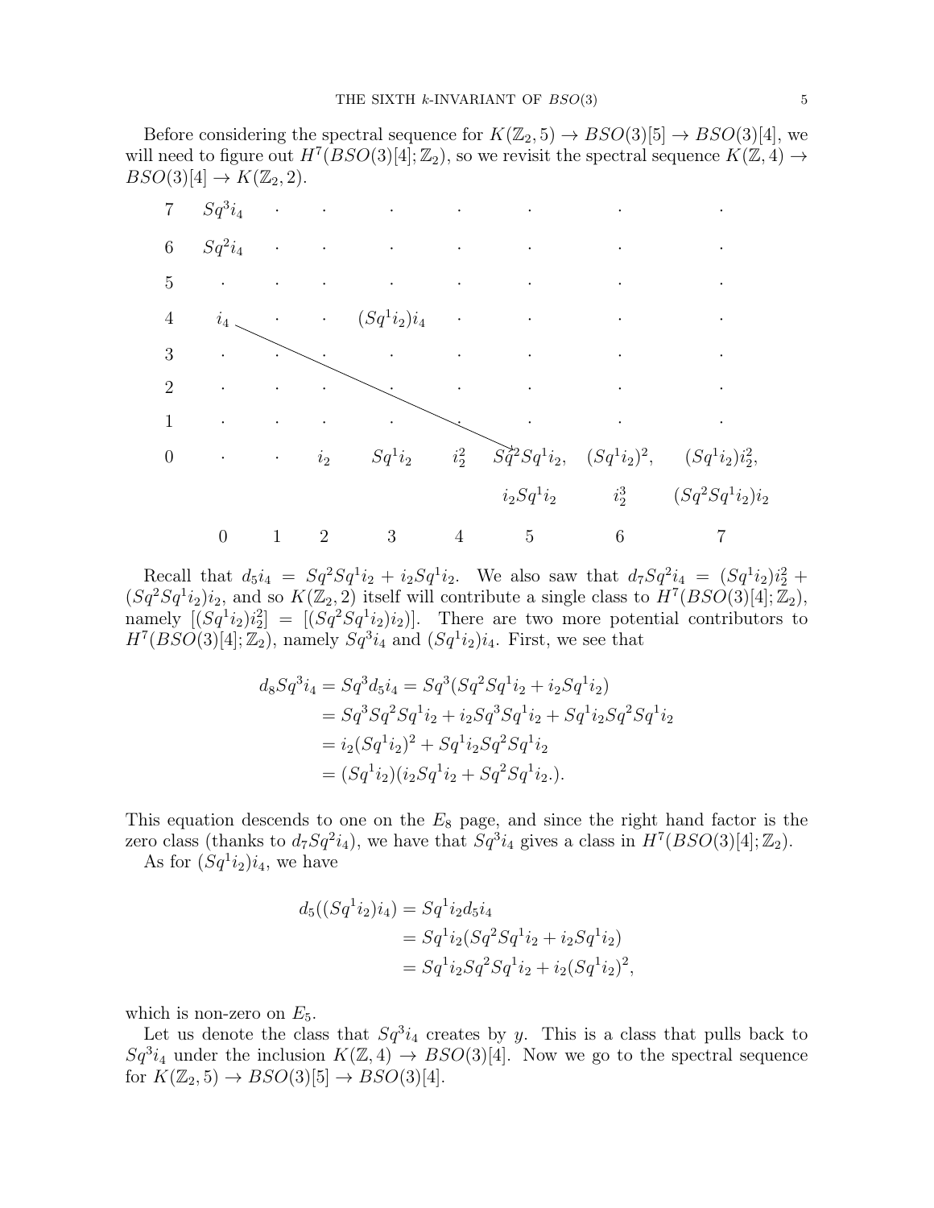Before considering the spectral sequence for $K(\mathbb{Z}_2, 5) \to BSO(3)[5] \to BSO(3)[4]$, we will need to figure out $H^7(BSO(3)[4]; \mathbb{Z}_2)$, so we revisit the spectral sequence $K(\mathbb{Z}, 4) \to BSO(3)[4] \to K(\mathbb{Z}_2, 2)$.

| | | | | | | | | |
|---|---|---|---|---|---|---|---|---|
| 7 | $Sq^3 i_4$ | · | · | · | · | · | · | · |
| 6 | $Sq^2 i_4$ | · | · | · | · | · | · | · |
| 5 | · | · | · | · | · | · | · | · |
| 4 | $i_4$ | · | · | $(Sq^1 i_2) i_4$ | · | · | · | · |
| 3 | · | · | · | · | · | · | · | · |
| 2 | · | · | · | · | · | · | · | · |
| 1 | · | · | · | · | · | · | · | · |
| 0 | · | · | $i_2$ | $Sq^1 i_2$ | $i_2^2$ | $Sq^2 Sq^1 i_2$, $i_2 Sq^1 i_2$ | $(Sq^1 i_2)^2$, $i_2^3$ | $(Sq^1 i_2) i_2^2$, $(Sq^2 Sq^1 i_2) i_2$ |
| | 0 | 1 | 2 | 3 | 4 | 5 | 6 | 7 |

Recall that $d_5 i_4 = Sq^2 Sq^1 i_2 + i_2 Sq^1 i_2$. We also saw that $d_7 Sq^2 i_4 = (Sq^1 i_2) i_2^2 + (Sq^2 Sq^1 i_2) i_2$, and so $K(\mathbb{Z}_2, 2)$ itself will contribute a single class to $H^7(BSO(3)[4]; \mathbb{Z}_2)$, namely $[(Sq^1 i_2) i_2^2] = [(Sq^2 Sq^1 i_2) i_2)]$. There are two more potential contributors to $H^7(BSO(3)[4]; \mathbb{Z}_2)$, namely $Sq^3 i_4$ and $(Sq^1 i_2) i_4$. First, we see that

$$
\begin{aligned}
d_8 Sq^3 i_4 = Sq^3 d_5 i_4 &= Sq^3(Sq^2 Sq^1 i_2 + i_2 Sq^1 i_2) \\
&= Sq^3 Sq^2 Sq^1 i_2 + i_2 Sq^3 Sq^1 i_2 + Sq^1 i_2 Sq^2 Sq^1 i_2 \\
&= i_2 (Sq^1 i_2)^2 + Sq^1 i_2 Sq^2 Sq^1 i_2 \\
&= (Sq^1 i_2)(i_2 Sq^1 i_2 + Sq^2 Sq^1 i_2.).
\end{aligned}
$$

This equation descends to one on the $E_8$ page, and since the right hand factor is the zero class (thanks to $d_7 Sq^2 i_4$), we have that $Sq^3 i_4$ gives a class in $H^7(BSO(3)[4]; \mathbb{Z}_2)$.

As for $(Sq^1 i_2) i_4$, we have

$$
\begin{aligned}
d_5((Sq^1 i_2) i_4) &= Sq^1 i_2 d_5 i_4 \\
&= Sq^1 i_2 (Sq^2 Sq^1 i_2 + i_2 Sq^1 i_2) \\
&= Sq^1 i_2 Sq^2 Sq^1 i_2 + i_2 (Sq^1 i_2)^2,
\end{aligned}
$$

which is non-zero on $E_5$.

Let us denote the class that $Sq^3 i_4$ creates by $y$. This is a class that pulls back to $Sq^3 i_4$ under the inclusion $K(\mathbb{Z}, 4) \to BSO(3)[4]$. Now we go to the spectral sequence for $K(\mathbb{Z}_2, 5) \to BSO(3)[5] \to BSO(3)[4]$.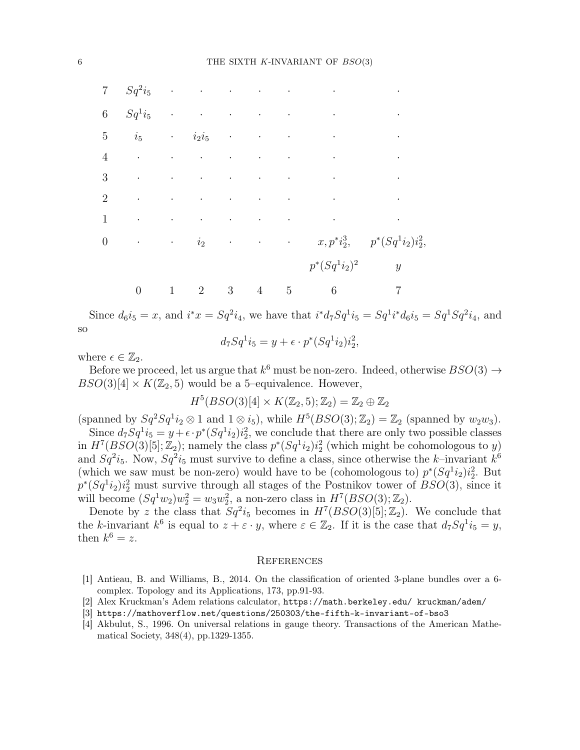| | | | | | | | | |
|---|---|---|---|---|---|---|---|---|
| 7 | $Sq^2 i_5$ | $\cdot$ | $\cdot$ | $\cdot$ | $\cdot$ | $\cdot$ | $\cdot$ | $\cdot$ |
| 6 | $Sq^1 i_5$ | $\cdot$ | $\cdot$ | $\cdot$ | $\cdot$ | $\cdot$ | $\cdot$ | $\cdot$ |
| 5 | $i_5$ | $\cdot$ | $i_2 i_5$ | $\cdot$ | $\cdot$ | $\cdot$ | $\cdot$ | $\cdot$ |
| 4 | $\cdot$ | $\cdot$ | $\cdot$ | $\cdot$ | $\cdot$ | $\cdot$ | $\cdot$ | $\cdot$ |
| 3 | $\cdot$ | $\cdot$ | $\cdot$ | $\cdot$ | $\cdot$ | $\cdot$ | $\cdot$ | $\cdot$ |
| 2 | $\cdot$ | $\cdot$ | $\cdot$ | $\cdot$ | $\cdot$ | $\cdot$ | $\cdot$ | $\cdot$ |
| 1 | $\cdot$ | $\cdot$ | $\cdot$ | $\cdot$ | $\cdot$ | $\cdot$ | $\cdot$ | $\cdot$ |
| 0 | $\cdot$ | $\cdot$ | $i_2$ | $\cdot$ | $\cdot$ | $\cdot$ | $x, p^* i_2^3, p^*(Sq^1 i_2)^2$ | $p^*(Sq^1 i_2) i_2^2, y$ |
| | 0 | 1 | 2 | 3 | 4 | 5 | 6 | 7 |

Since $d_6 i_5 = x$, and $i^* x = Sq^2 i_4$, we have that $i^* d_7 Sq^1 i_5 = Sq^1 i^* d_6 i_5 = Sq^1 Sq^2 i_4$, and so

$$d_7 Sq^1 i_5 = y + \epsilon \cdot p^*(Sq^1 i_2) i_2^2,$$

where $\epsilon \in \mathbb{Z}_2$.

Before we proceed, let us argue that $k^6$ must be non-zero. Indeed, otherwise $BSO(3) \to BSO(3)[4] \times K(\mathbb{Z}_2, 5)$ would be a 5–equivalence. However,

$$H^5(BSO(3)[4] \times K(\mathbb{Z}_2, 5); \mathbb{Z}_2) = \mathbb{Z}_2 \oplus \mathbb{Z}_2$$

(spanned by $Sq^2 Sq^1 i_2 \otimes 1$ and $1 \otimes i_5$), while $H^5(BSO(3); \mathbb{Z}_2) = \mathbb{Z}_2$ (spanned by $w_2 w_3$).

Since $d_7 Sq^1 i_5 = y + \epsilon \cdot p^*(Sq^1 i_2) i_2^2$, we conclude that there are only two possible classes in $H^7(BSO(3)[5]; \mathbb{Z}_2)$; namely the class $p^*(Sq^1 i_2) i_2^2$ (which might be cohomologous to $y$) and $Sq^2 i_5$. Now, $Sq^2 i_5$ must survive to define a class, since otherwise the $k$–invariant $k^6$ (which we saw must be non-zero) would have to be (cohomologous to) $p^*(Sq^1 i_2) i_2^2$. But $p^*(Sq^1 i_2) i_2^2$ must survive through all stages of the Postnikov tower of $BSO(3)$, since it will become $(Sq^1 w_2) w_2^2 = w_3 w_2^2$, a non-zero class in $H^7(BSO(3); \mathbb{Z}_2)$.

Denote by $z$ the class that $Sq^2 i_5$ becomes in $H^7(BSO(3)[5]; \mathbb{Z}_2)$. We conclude that the $k$-invariant $k^6$ is equal to $z + \varepsilon \cdot y$, where $\varepsilon \in \mathbb{Z}_2$. If it is the case that $d_7 Sq^1 i_5 = y$, then $k^6 = z$.

## References

[1] Antieau, B. and Williams, B., 2014. On the classification of oriented 3-plane bundles over a 6-complex. Topology and its Applications, 173, pp.91-93.

[2] Alex Kruckman's Adem relations calculator, `https://math.berkeley.edu/ kruckman/adem/`

[3] `https://mathoverflow.net/questions/250303/the-fifth-k-invariant-of-bso3`

[4] Akbulut, S., 1996. On universal relations in gauge theory. Transactions of the American Mathematical Society, 348(4), pp.1329-1355.